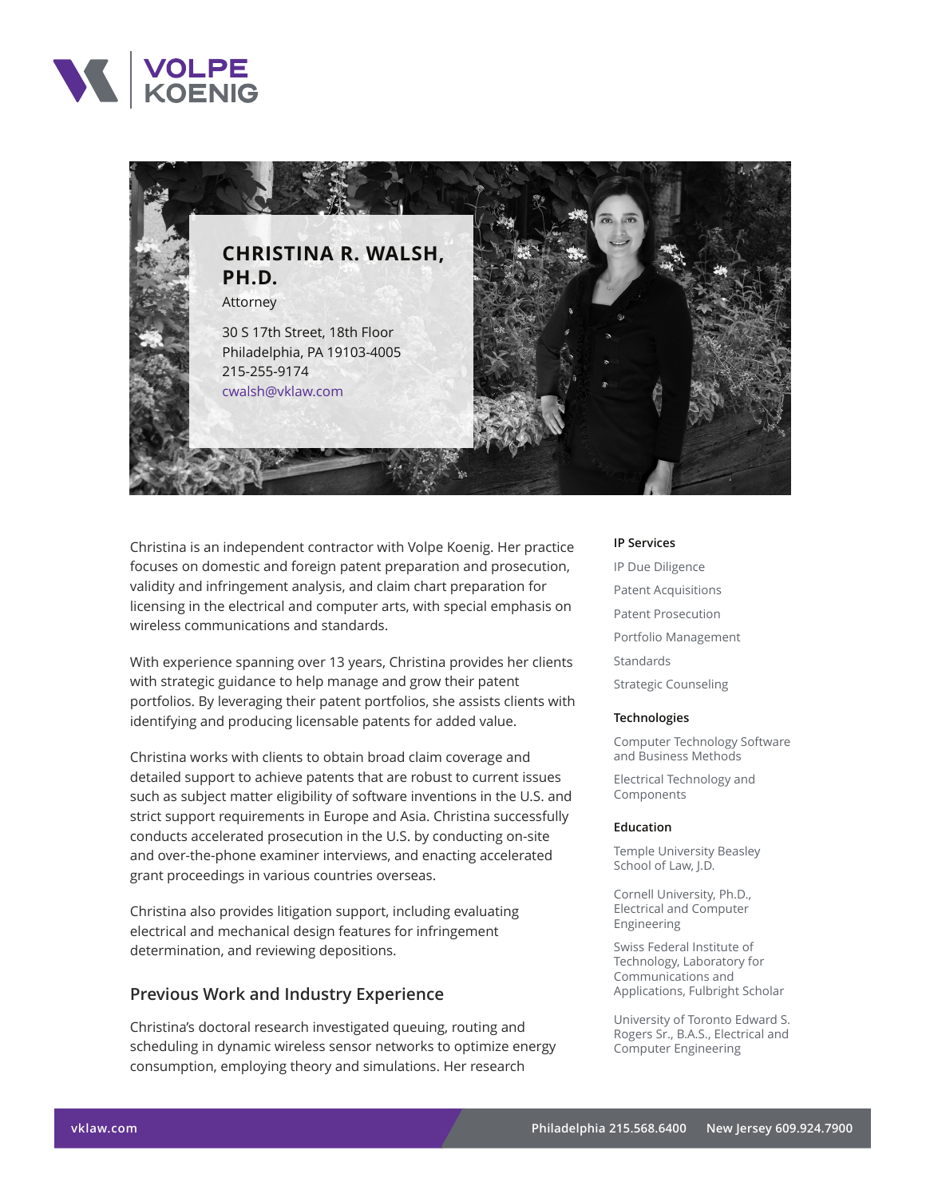# CHRISTINA R. WALSH, PH.D.

Attorney

30 S 17th Street, 18th Floor
Philadelphia, PA 19103-4005
215-255-9174
cwalsh@vklaw.com

Christina is an independent contractor with Volpe Koenig. Her practice focuses on domestic and foreign patent preparation and prosecution, validity and infringement analysis, and claim chart preparation for licensing in the electrical and computer arts, with special emphasis on wireless communications and standards.

With experience spanning over 13 years, Christina provides her clients with strategic guidance to help manage and grow their patent portfolios. By leveraging their patent portfolios, she assists clients with identifying and producing licensable patents for added value.

Christina works with clients to obtain broad claim coverage and detailed support to achieve patents that are robust to current issues such as subject matter eligibility of software inventions in the U.S. and strict support requirements in Europe and Asia. Christina successfully conducts accelerated prosecution in the U.S. by conducting on-site and over-the-phone examiner interviews, and enacting accelerated grant proceedings in various countries overseas.

Christina also provides litigation support, including evaluating electrical and mechanical design features for infringement determination, and reviewing depositions.

## Previous Work and Industry Experience

Christina's doctoral research investigated queuing, routing and scheduling in dynamic wireless sensor networks to optimize energy consumption, employing theory and simulations. Her research

### IP Services

- IP Due Diligence
- Patent Acquisitions
- Patent Prosecution
- Portfolio Management
- Standards
- Strategic Counseling

### Technologies

- Computer Technology Software and Business Methods
- Electrical Technology and Components

### Education

- Temple University Beasley School of Law, J.D.
- Cornell University, Ph.D., Electrical and Computer Engineering
- Swiss Federal Institute of Technology, Laboratory for Communications and Applications, Fulbright Scholar
- University of Toronto Edward S. Rogers Sr., B.A.S., Electrical and Computer Engineering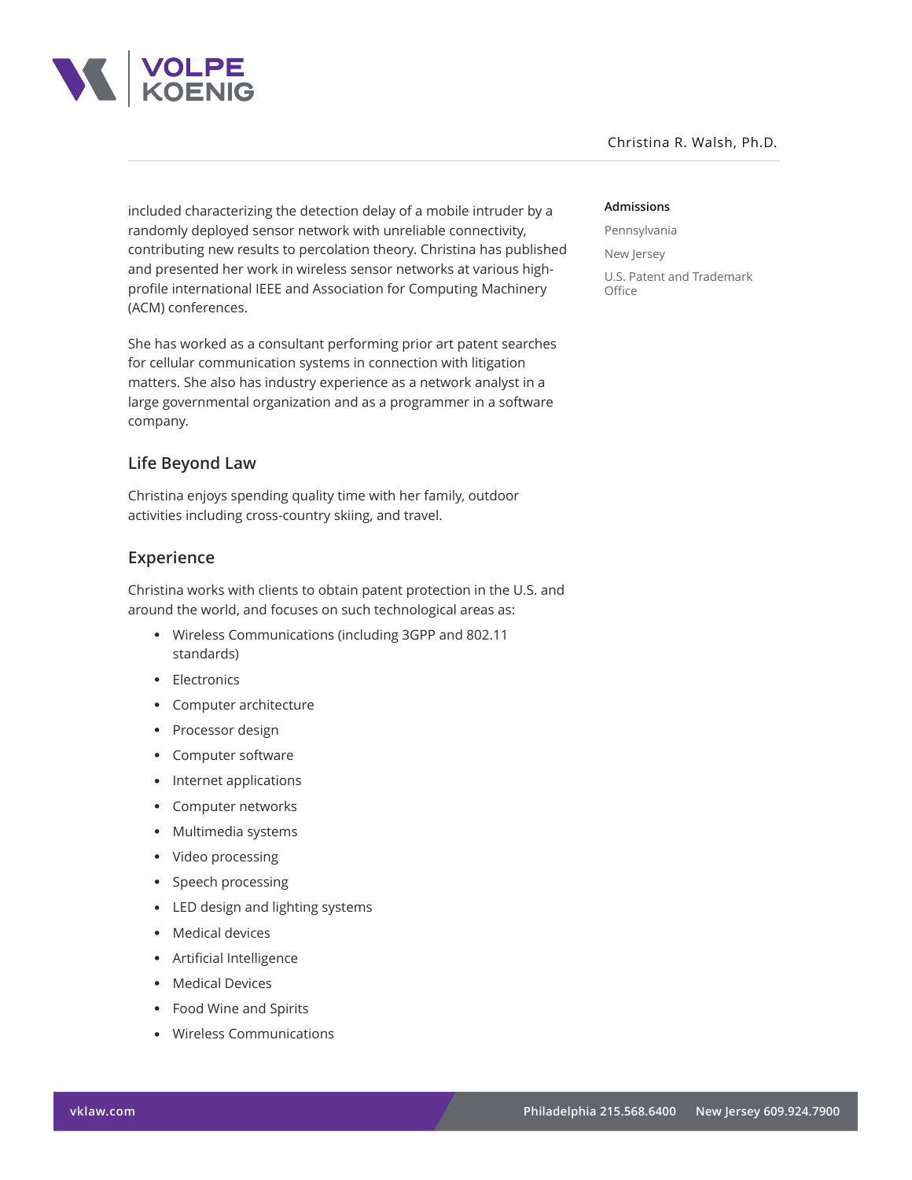included characterizing the detection delay of a mobile intruder by a randomly deployed sensor network with unreliable connectivity, contributing new results to percolation theory. Christina has published and presented her work in wireless sensor networks at various high-profile international IEEE and Association for Computing Machinery (ACM) conferences.

She has worked as a consultant performing prior art patent searches for cellular communication systems in connection with litigation matters. She also has industry experience as a network analyst in a large governmental organization and as a programmer in a software company.

## Life Beyond Law

Christina enjoys spending quality time with her family, outdoor activities including cross-country skiing, and travel.

## Experience

Christina works with clients to obtain patent protection in the U.S. and around the world, and focuses on such technological areas as:

- Wireless Communications (including 3GPP and 802.11 standards)
- Electronics
- Computer architecture
- Processor design
- Computer software
- Internet applications
- Computer networks
- Multimedia systems
- Video processing
- Speech processing
- LED design and lighting systems
- Medical devices
- Artificial Intelligence
- Medical Devices
- Food Wine and Spirits
- Wireless Communications

### Admissions

Pennsylvania

New Jersey

U.S. Patent and Trademark Office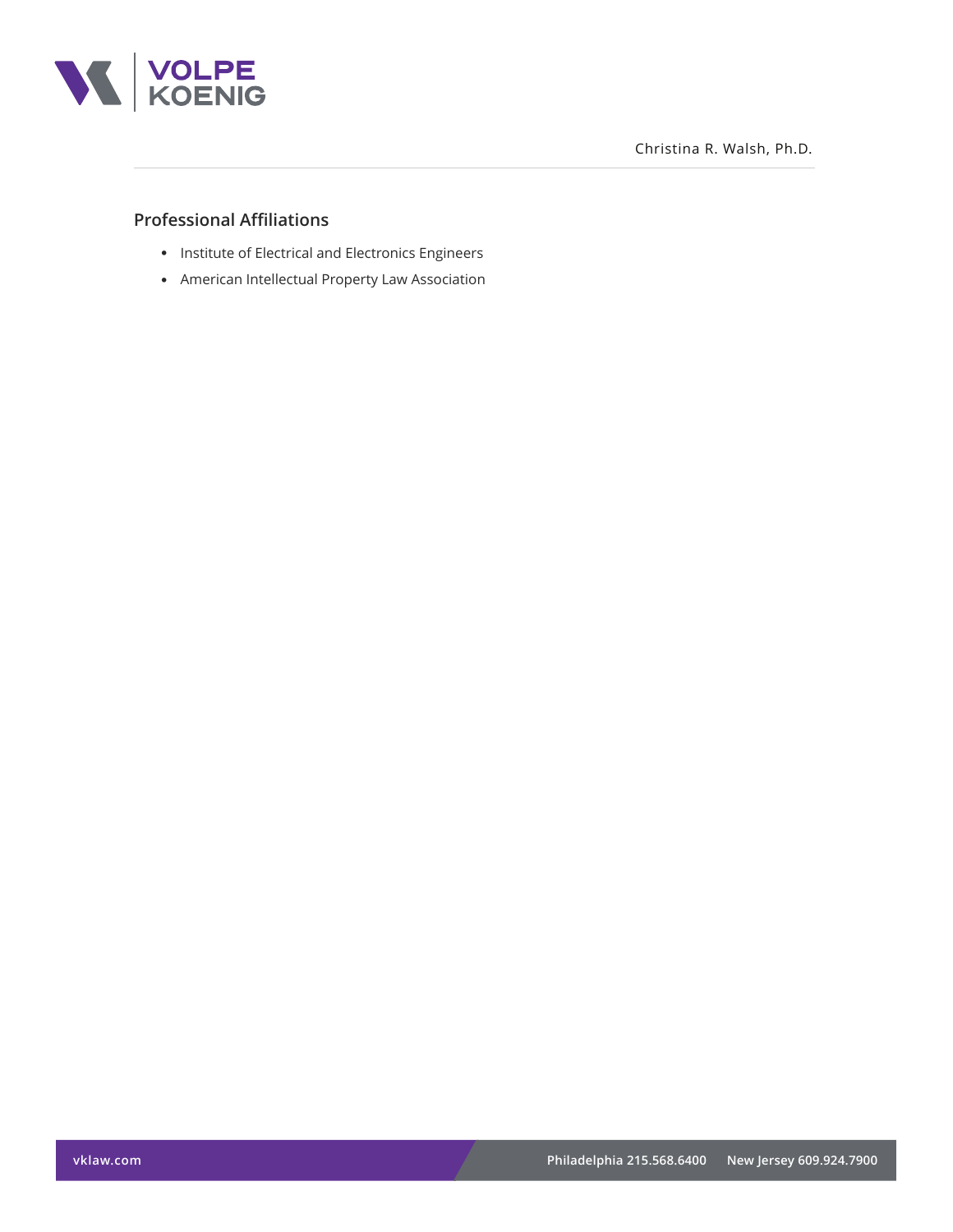## Professional Affiliations

- Institute of Electrical and Electronics Engineers
- American Intellectual Property Law Association